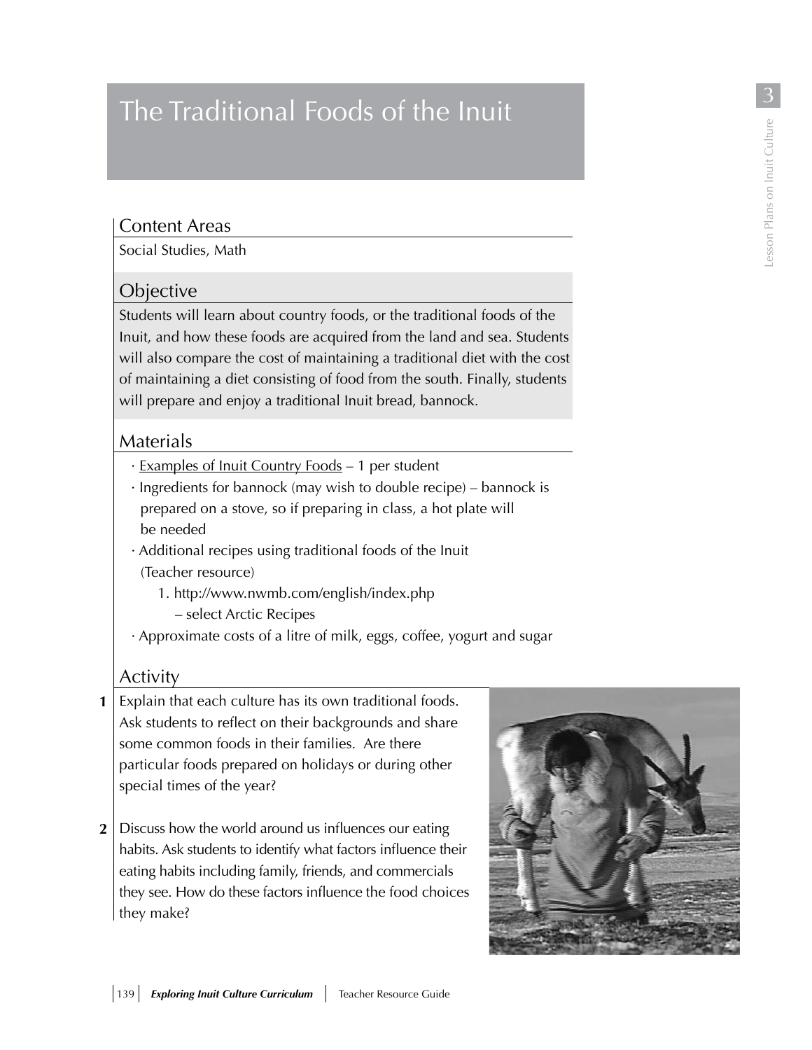# The Traditional Foods of the Inuit

## Content Areas

Social Studies, Math

## Objective

Students will learn about country foods, or the traditional foods of the Inuit, and how these foods are acquired from the land and sea. Students will also compare the cost of maintaining a traditional diet with the cost of maintaining a diet consisting of food from the south. Finally, students will prepare and enjoy a traditional Inuit bread, bannock.

## Materials

- Examples of Inuit Country Foods – 1 per student
- Ingredients for bannock (may wish to double recipe) – bannock is prepared on a stove, so if preparing in class, a hot plate will be needed
- Additional recipes using traditional foods of the Inuit (Teacher resource)
  1. http://www.nwmb.com/english/index.php – select Arctic Recipes
- Approximate costs of a litre of milk, eggs, coffee, yogurt and sugar

## Activity

1. Explain that each culture has its own traditional foods. Ask students to reflect on their backgrounds and share some common foods in their families. Are there particular foods prepared on holidays or during other special times of the year?

2. Discuss how the world around us influences our eating habits. Ask students to identify what factors influence their eating habits including family, friends, and commercials they see. How do these factors influence the food choices they make?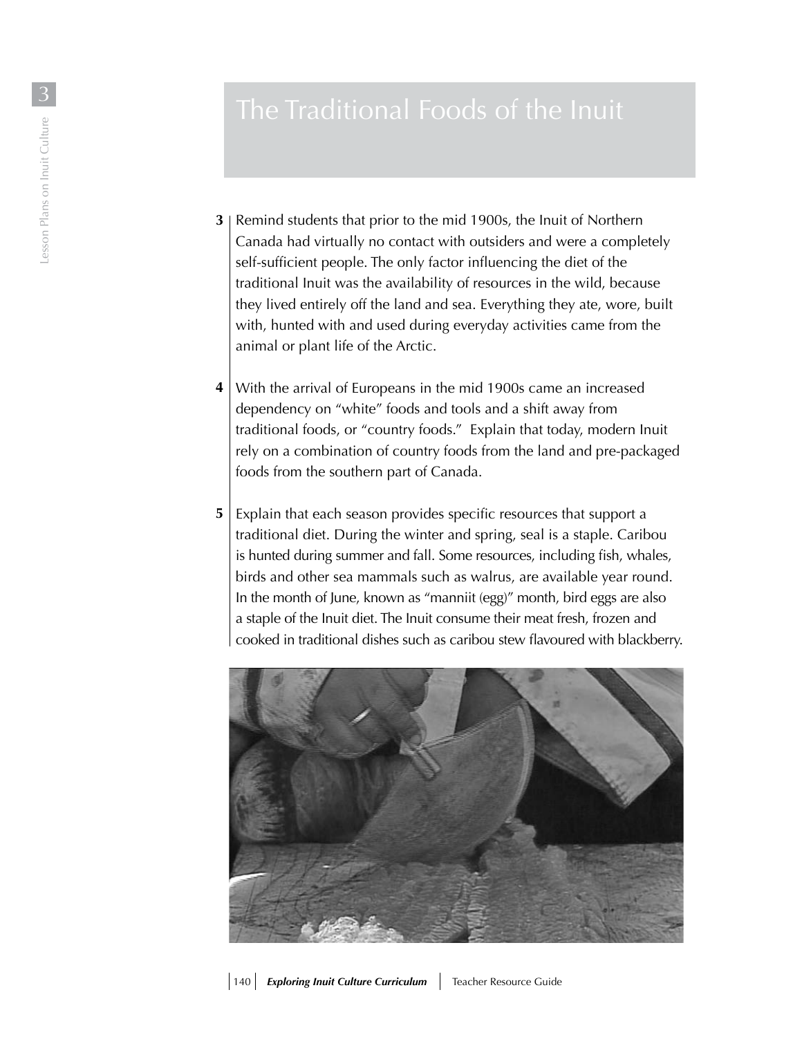# The Traditional Foods of the Inuit

**3** Remind students that prior to the mid 1900s, the Inuit of Northern Canada had virtually no contact with outsiders and were a completely self-sufficient people. The only factor influencing the diet of the traditional Inuit was the availability of resources in the wild, because they lived entirely off the land and sea. Everything they ate, wore, built with, hunted with and used during everyday activities came from the animal or plant life of the Arctic.

**4** With the arrival of Europeans in the mid 1900s came an increased dependency on "white" foods and tools and a shift away from traditional foods, or "country foods." Explain that today, modern Inuit rely on a combination of country foods from the land and pre-packaged foods from the southern part of Canada.

**5** Explain that each season provides specific resources that support a traditional diet. During the winter and spring, seal is a staple. Caribou is hunted during summer and fall. Some resources, including fish, whales, birds and other sea mammals such as walrus, are available year round. In the month of June, known as "manniit (egg)" month, bird eggs are also a staple of the Inuit diet. The Inuit consume their meat fresh, frozen and cooked in traditional dishes such as caribou stew flavoured with blackberry.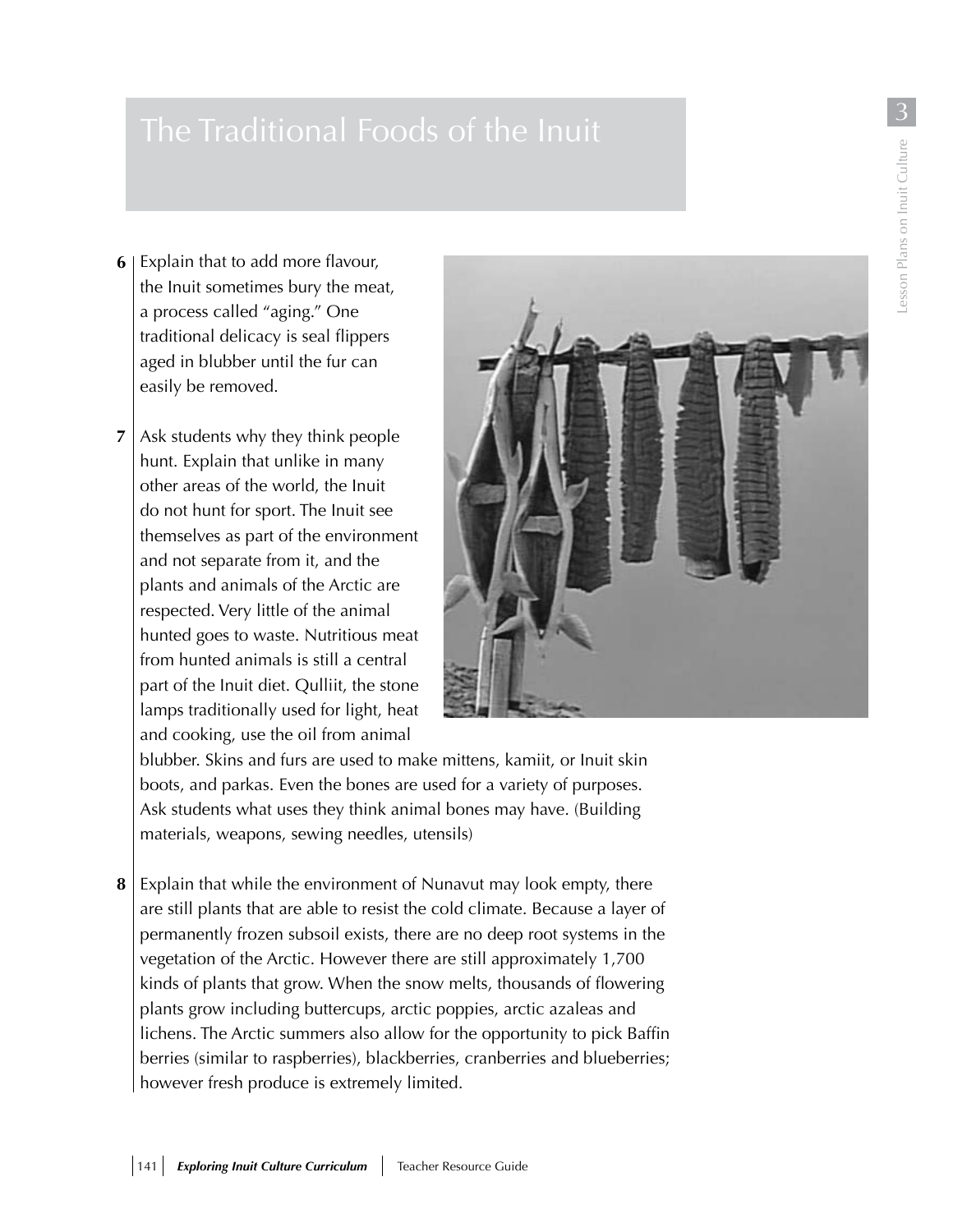# The Traditional Foods of the Inuit

6. Explain that to add more flavour, the Inuit sometimes bury the meat, a process called "aging." One traditional delicacy is seal flippers aged in blubber until the fur can easily be removed.

7. Ask students why they think people hunt. Explain that unlike in many other areas of the world, the Inuit do not hunt for sport. The Inuit see themselves as part of the environment and not separate from it, and the plants and animals of the Arctic are respected. Very little of the animal hunted goes to waste. Nutritious meat from hunted animals is still a central part of the Inuit diet. Qulliit, the stone lamps traditionally used for light, heat and cooking, use the oil from animal blubber. Skins and furs are used to make mittens, kamiit, or Inuit skin boots, and parkas. Even the bones are used for a variety of purposes. Ask students what uses they think animal bones may have. (Building materials, weapons, sewing needles, utensils)

8. Explain that while the environment of Nunavut may look empty, there are still plants that are able to resist the cold climate. Because a layer of permanently frozen subsoil exists, there are no deep root systems in the vegetation of the Arctic. However there are still approximately 1,700 kinds of plants that grow. When the snow melts, thousands of flowering plants grow including buttercups, arctic poppies, arctic azaleas and lichens. The Arctic summers also allow for the opportunity to pick Baffin berries (similar to raspberries), blackberries, cranberries and blueberries; however fresh produce is extremely limited.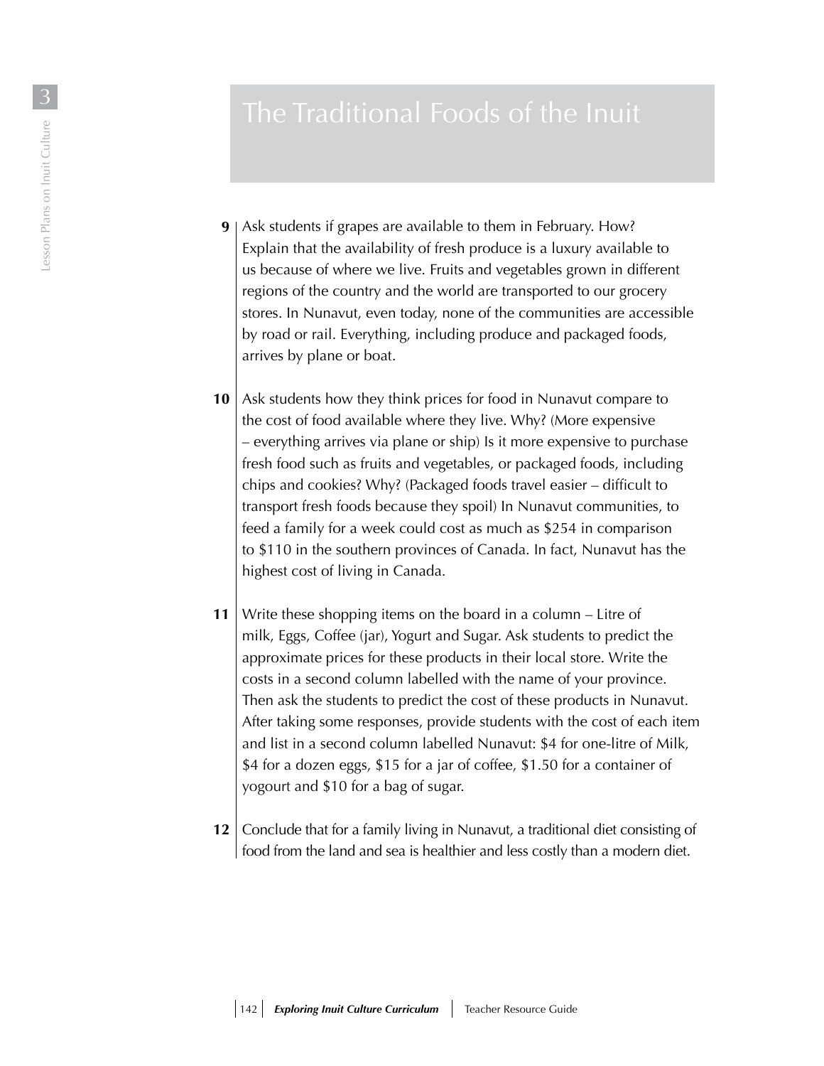# The Traditional Foods of the Inuit

**9** Ask students if grapes are available to them in February. How? Explain that the availability of fresh produce is a luxury available to us because of where we live. Fruits and vegetables grown in different regions of the country and the world are transported to our grocery stores. In Nunavut, even today, none of the communities are accessible by road or rail. Everything, including produce and packaged foods, arrives by plane or boat.

**10** Ask students how they think prices for food in Nunavut compare to the cost of food available where they live. Why? (More expensive – everything arrives via plane or ship) Is it more expensive to purchase fresh food such as fruits and vegetables, or packaged foods, including chips and cookies? Why? (Packaged foods travel easier – difficult to transport fresh foods because they spoil) In Nunavut communities, to feed a family for a week could cost as much as $254 in comparison to $110 in the southern provinces of Canada. In fact, Nunavut has the highest cost of living in Canada.

**11** Write these shopping items on the board in a column – Litre of milk, Eggs, Coffee (jar), Yogurt and Sugar. Ask students to predict the approximate prices for these products in their local store. Write the costs in a second column labelled with the name of your province. Then ask the students to predict the cost of these products in Nunavut. After taking some responses, provide students with the cost of each item and list in a second column labelled Nunavut: $4 for one-litre of Milk, $4 for a dozen eggs, $15 for a jar of coffee, $1.50 for a container of yogourt and $10 for a bag of sugar.

**12** Conclude that for a family living in Nunavut, a traditional diet consisting of food from the land and sea is healthier and less costly than a modern diet.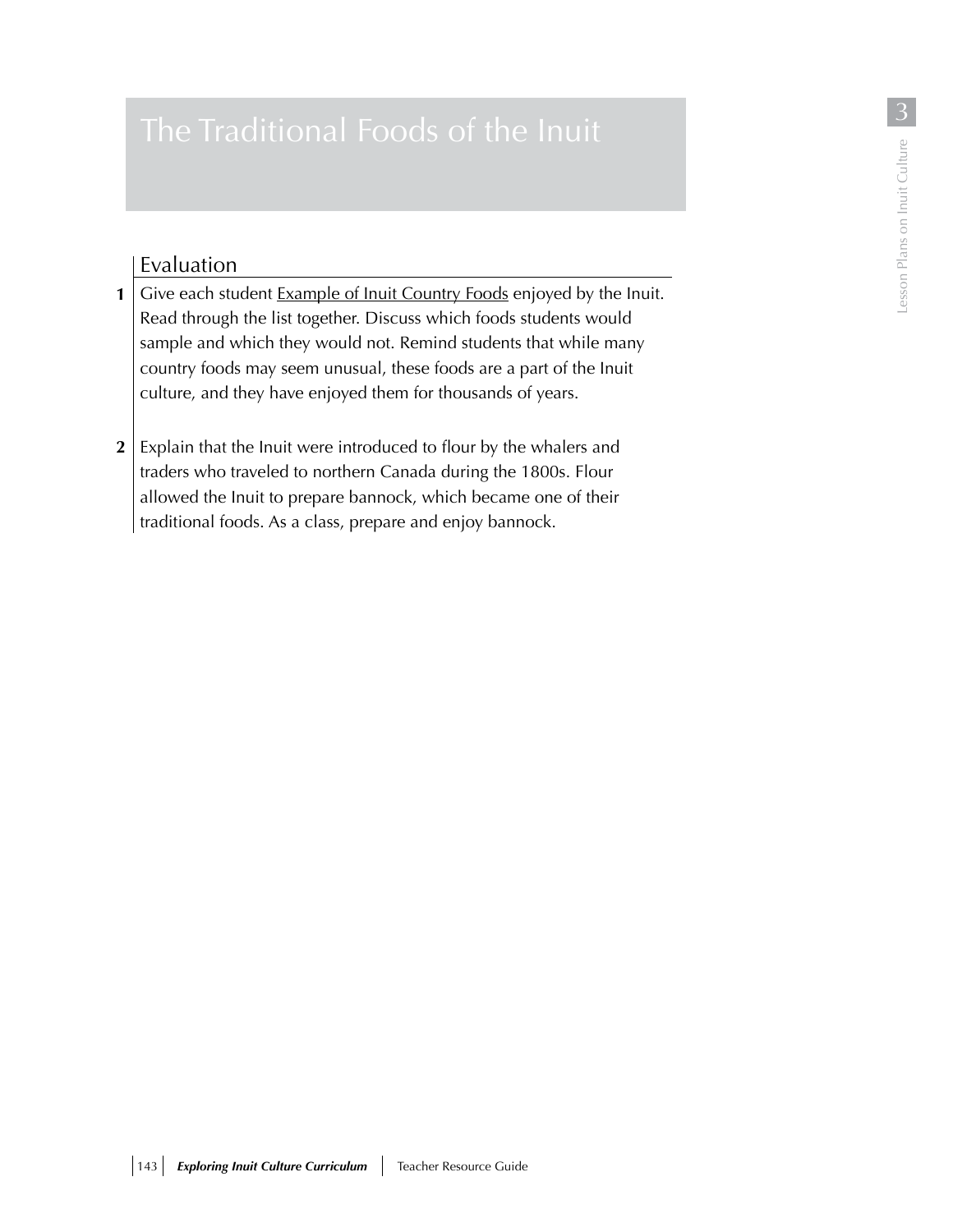# The Traditional Foods of the Inuit

## Evaluation

1. Give each student Example of Inuit Country Foods enjoyed by the Inuit. Read through the list together. Discuss which foods students would sample and which they would not. Remind students that while many country foods may seem unusual, these foods are a part of the Inuit culture, and they have enjoyed them for thousands of years.

2. Explain that the Inuit were introduced to flour by the whalers and traders who traveled to northern Canada during the 1800s. Flour allowed the Inuit to prepare bannock, which became one of their traditional foods. As a class, prepare and enjoy bannock.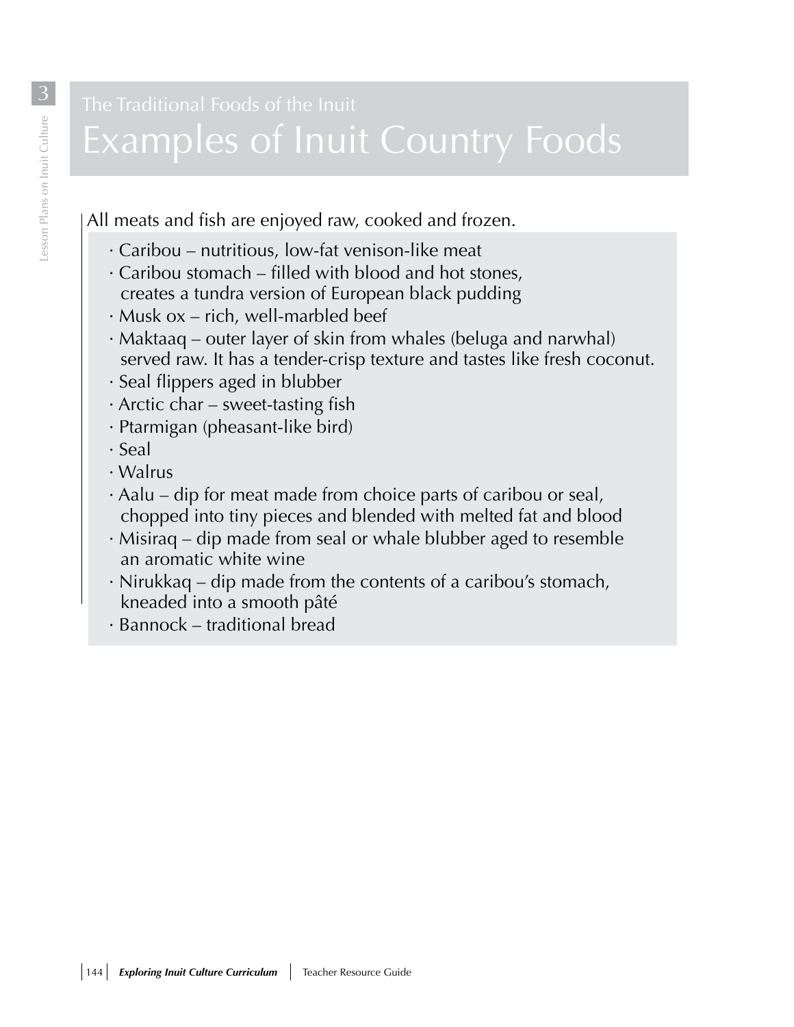The Traditional Foods of the Inuit

# Examples of Inuit Country Foods

All meats and fish are enjoyed raw, cooked and frozen.

- Caribou – nutritious, low-fat venison-like meat
- Caribou stomach – filled with blood and hot stones, creates a tundra version of European black pudding
- Musk ox – rich, well-marbled beef
- Maktaaq – outer layer of skin from whales (beluga and narwhal) served raw. It has a tender-crisp texture and tastes like fresh coconut.
- Seal flippers aged in blubber
- Arctic char – sweet-tasting fish
- Ptarmigan (pheasant-like bird)
- Seal
- Walrus
- Aalu – dip for meat made from choice parts of caribou or seal, chopped into tiny pieces and blended with melted fat and blood
- Misiraq – dip made from seal or whale blubber aged to resemble an aromatic white wine
- Nirukkaq – dip made from the contents of a caribou's stomach, kneaded into a smooth pâté
- Bannock – traditional bread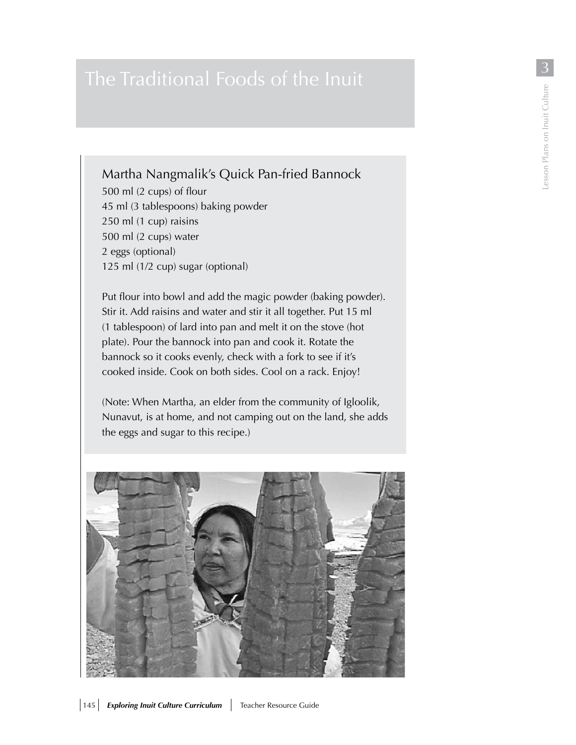# The Traditional Foods of the Inuit

## Martha Nangmalik's Quick Pan-fried Bannock

500 ml (2 cups) of flour
45 ml (3 tablespoons) baking powder
250 ml (1 cup) raisins
500 ml (2 cups) water
2 eggs (optional)
125 ml (1/2 cup) sugar (optional)

Put flour into bowl and add the magic powder (baking powder). Stir it. Add raisins and water and stir it all together. Put 15 ml (1 tablespoon) of lard into pan and melt it on the stove (hot plate). Pour the bannock into pan and cook it. Rotate the bannock so it cooks evenly, check with a fork to see if it's cooked inside. Cook on both sides. Cool on a rack. Enjoy!

(Note: When Martha, an elder from the community of Igloolik, Nunavut, is at home, and not camping out on the land, she adds the eggs and sugar to this recipe.)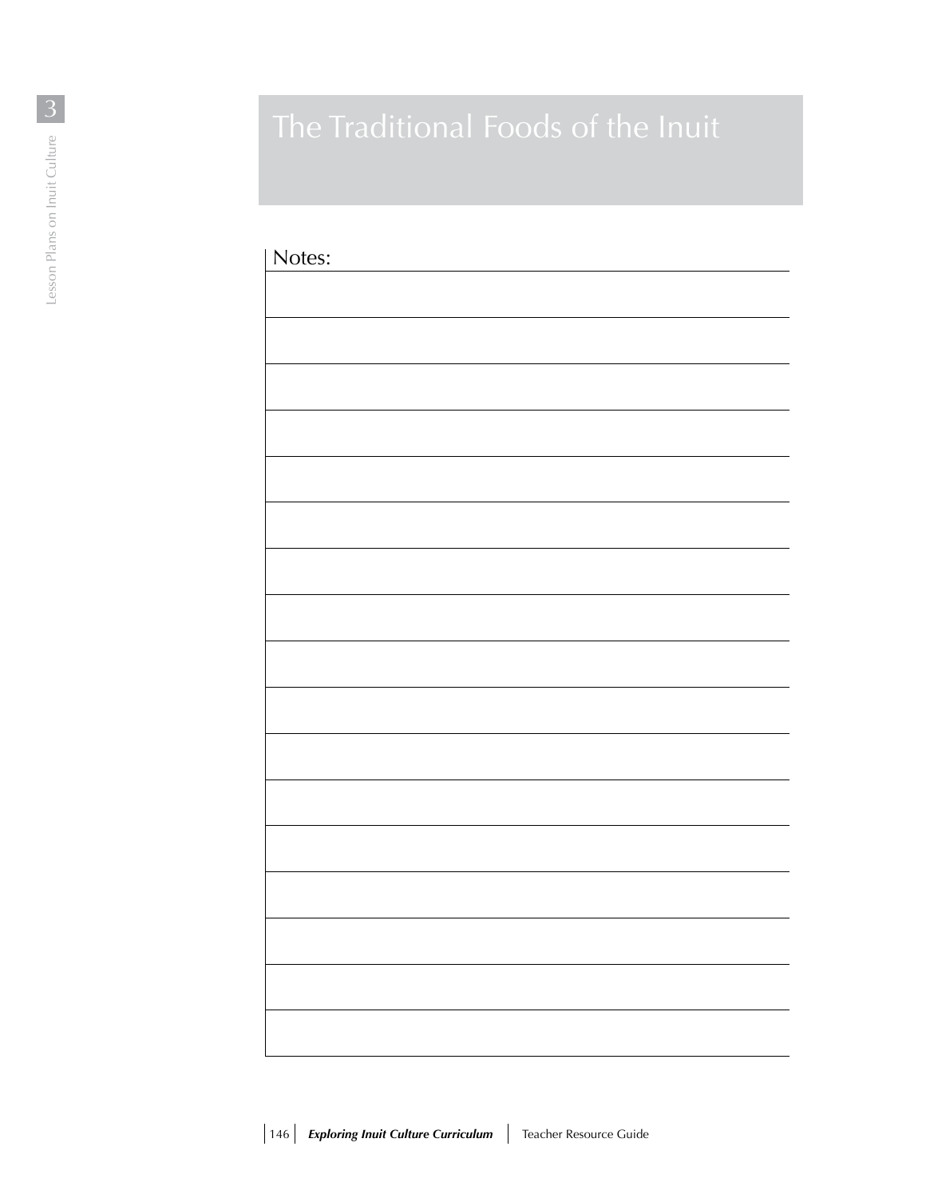# The Traditional Foods of the Inuit

Notes: